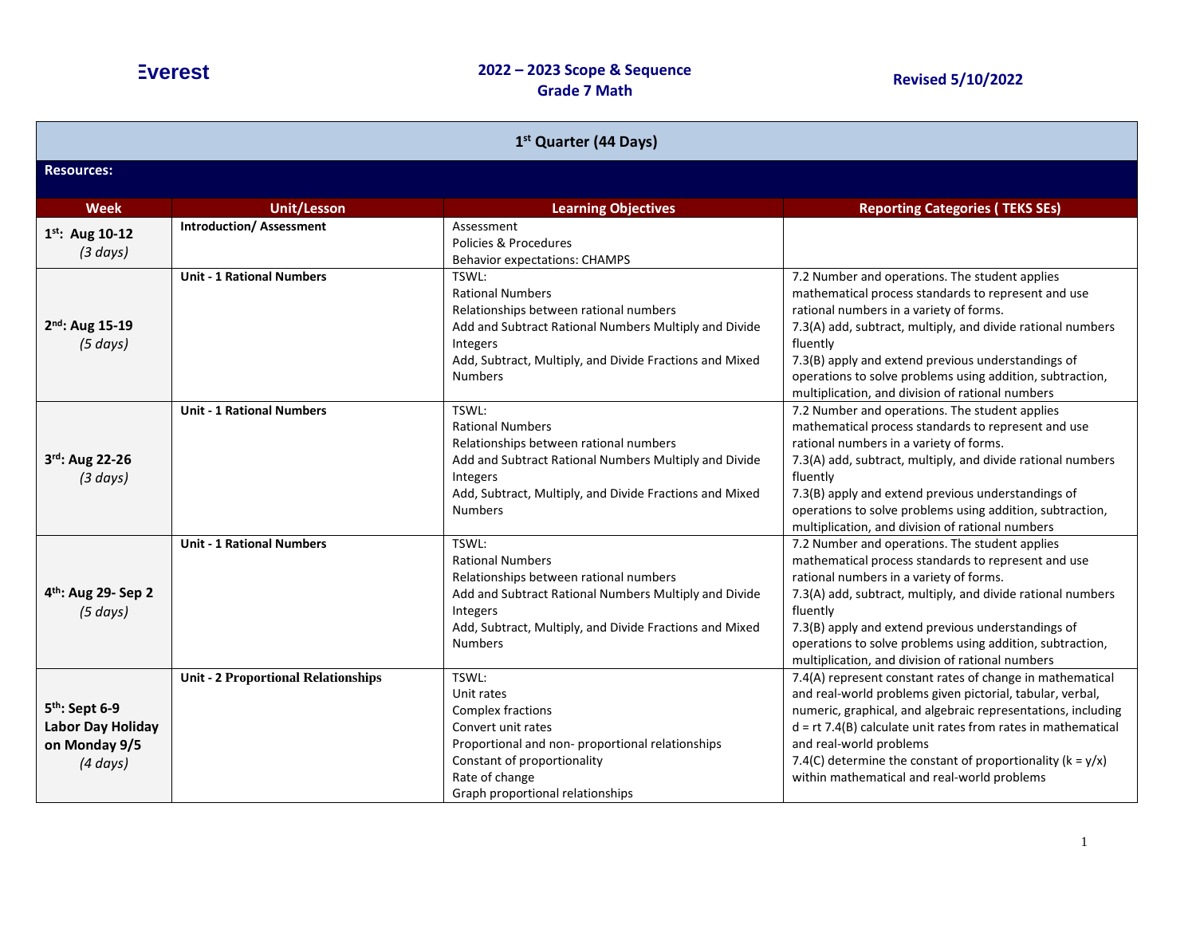Everest

**2022 – 2023 Scope & Sequence**
**Grade 7 Math**

**Revised 5/10/2022**

| 1st Quarter (44 Days) | | | |
|---|---|---|---|
| **Resources:** | | | |
| **Week** | **Unit/Lesson** | **Learning Objectives** | **Reporting Categories ( TEKS SEs)** |
| **1st: Aug 10-12** *(3 days)* | **Introduction/ Assessment** | Assessment<br>Policies & Procedures<br>Behavior expectations: CHAMPS | |
| **2nd: Aug 15-19** *(5 days)* | **Unit - 1 Rational Numbers** | TSWL:<br>Rational Numbers<br>Relationships between rational numbers<br>Add and Subtract Rational Numbers Multiply and Divide Integers<br>Add, Subtract, Multiply, and Divide Fractions and Mixed Numbers | 7.2 Number and operations. The student applies mathematical process standards to represent and use rational numbers in a variety of forms.<br>7.3(A) add, subtract, multiply, and divide rational numbers fluently<br>7.3(B) apply and extend previous understandings of operations to solve problems using addition, subtraction, multiplication, and division of rational numbers |
| **3rd: Aug 22-26** *(3 days)* | **Unit - 1 Rational Numbers** | TSWL:<br>Rational Numbers<br>Relationships between rational numbers<br>Add and Subtract Rational Numbers Multiply and Divide Integers<br>Add, Subtract, Multiply, and Divide Fractions and Mixed Numbers | 7.2 Number and operations. The student applies mathematical process standards to represent and use rational numbers in a variety of forms.<br>7.3(A) add, subtract, multiply, and divide rational numbers fluently<br>7.3(B) apply and extend previous understandings of operations to solve problems using addition, subtraction, multiplication, and division of rational numbers |
| **4th: Aug 29- Sep 2** *(5 days)* | **Unit - 1 Rational Numbers** | TSWL:<br>Rational Numbers<br>Relationships between rational numbers<br>Add and Subtract Rational Numbers Multiply and Divide Integers<br>Add, Subtract, Multiply, and Divide Fractions and Mixed Numbers | 7.2 Number and operations. The student applies mathematical process standards to represent and use rational numbers in a variety of forms.<br>7.3(A) add, subtract, multiply, and divide rational numbers fluently<br>7.3(B) apply and extend previous understandings of operations to solve problems using addition, subtraction, multiplication, and division of rational numbers |
| **5th: Sept 6-9 Labor Day Holiday on Monday 9/5** *(4 days)* | **Unit - 2 Proportional Relationships** | TSWL:<br>Unit rates<br>Complex fractions<br>Convert unit rates<br>Proportional and non- proportional relationships<br>Constant of proportionality<br>Rate of change<br>Graph proportional relationships | 7.4(A) represent constant rates of change in mathematical and real-world problems given pictorial, tabular, verbal, numeric, graphical, and algebraic representations, including $d = rt$ 7.4(B) calculate unit rates from rates in mathematical and real-world problems<br>7.4(C) determine the constant of proportionality ($k = y/x$) within mathematical and real-world problems |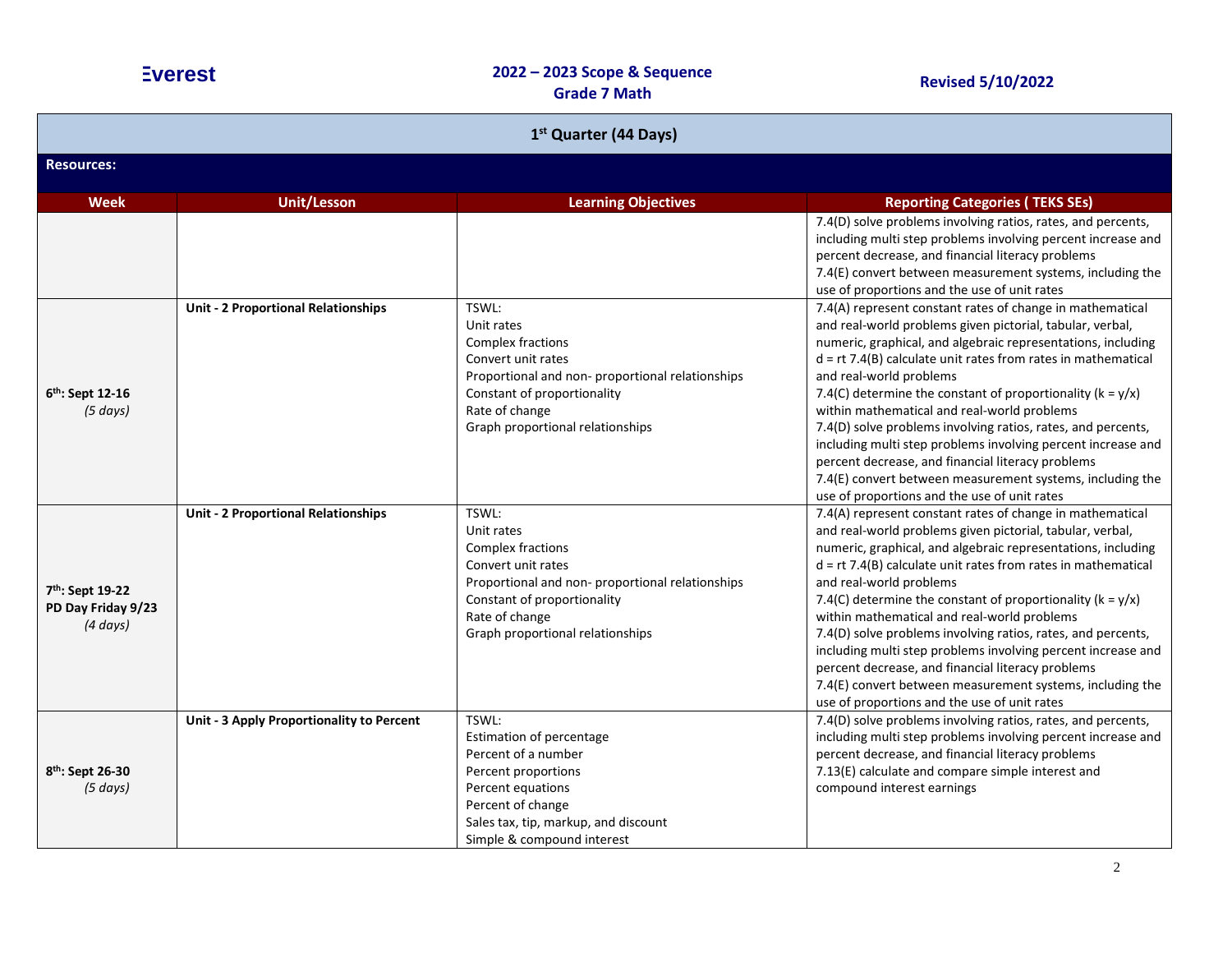# 1st Quarter (44 Days)

**Resources:**

| Week | Unit/Lesson | Learning Objectives | Reporting Categories ( TEKS SEs) |
|---|---|---|---|
| | | | 7.4(D) solve problems involving ratios, rates, and percents, including multi step problems involving percent increase and percent decrease, and financial literacy problems<br>7.4(E) convert between measurement systems, including the use of proportions and the use of unit rates |
| **6th: Sept 12-16**<br>*(5 days)* | **Unit - 2 Proportional Relationships** | TSWL:<br>Unit rates<br>Complex fractions<br>Convert unit rates<br>Proportional and non- proportional relationships<br>Constant of proportionality<br>Rate of change<br>Graph proportional relationships | 7.4(A) represent constant rates of change in mathematical and real-world problems given pictorial, tabular, verbal, numeric, graphical, and algebraic representations, including d = rt 7.4(B) calculate unit rates from rates in mathematical and real-world problems<br>7.4(C) determine the constant of proportionality (k = y/x) within mathematical and real-world problems<br>7.4(D) solve problems involving ratios, rates, and percents, including multi step problems involving percent increase and percent decrease, and financial literacy problems<br>7.4(E) convert between measurement systems, including the use of proportions and the use of unit rates |
| **7th: Sept 19-22**<br>**PD Day Friday 9/23**<br>*(4 days)* | **Unit - 2 Proportional Relationships** | TSWL:<br>Unit rates<br>Complex fractions<br>Convert unit rates<br>Proportional and non- proportional relationships<br>Constant of proportionality<br>Rate of change<br>Graph proportional relationships | 7.4(A) represent constant rates of change in mathematical and real-world problems given pictorial, tabular, verbal, numeric, graphical, and algebraic representations, including d = rt 7.4(B) calculate unit rates from rates in mathematical and real-world problems<br>7.4(C) determine the constant of proportionality (k = y/x) within mathematical and real-world problems<br>7.4(D) solve problems involving ratios, rates, and percents, including multi step problems involving percent increase and percent decrease, and financial literacy problems<br>7.4(E) convert between measurement systems, including the use of proportions and the use of unit rates |
| **8th: Sept 26-30**<br>*(5 days)* | **Unit - 3 Apply Proportionality to Percent** | TSWL:<br>Estimation of percentage<br>Percent of a number<br>Percent proportions<br>Percent equations<br>Percent of change<br>Sales tax, tip, markup, and discount<br>Simple & compound interest | 7.4(D) solve problems involving ratios, rates, and percents, including multi step problems involving percent increase and percent decrease, and financial literacy problems<br>7.13(E) calculate and compare simple interest and compound interest earnings |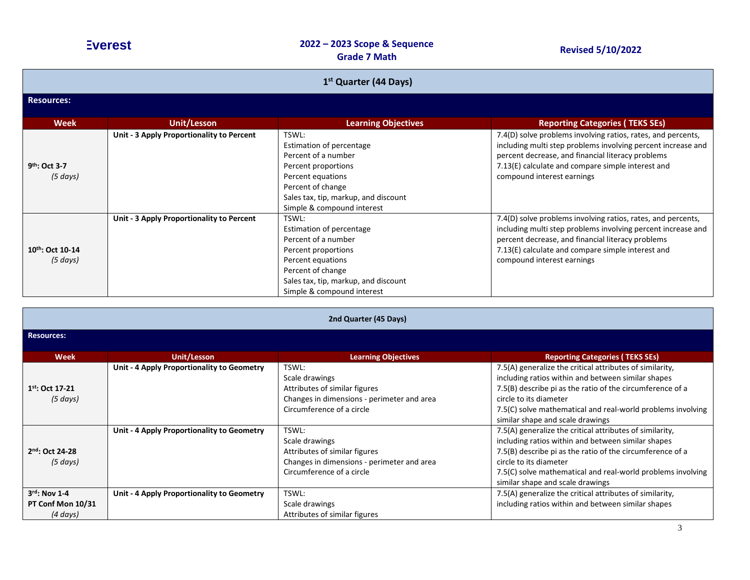Everest

**2022 – 2023 Scope & Sequence**
**Grade 7 Math**

**Revised 5/10/2022**

## 1st Quarter (44 Days)

**Resources:**

| Week | Unit/Lesson | Learning Objectives | Reporting Categories ( TEKS SEs) |
|---|---|---|---|
| **9th: Oct 3-7** *(5 days)* | **Unit - 3 Apply Proportionality to Percent** | TSWL:<br>Estimation of percentage<br>Percent of a number<br>Percent proportions<br>Percent equations<br>Percent of change<br>Sales tax, tip, markup, and discount<br>Simple & compound interest | 7.4(D) solve problems involving ratios, rates, and percents, including multi step problems involving percent increase and percent decrease, and financial literacy problems<br>7.13(E) calculate and compare simple interest and compound interest earnings |
| **10th: Oct 10-14** *(5 days)* | **Unit - 3 Apply Proportionality to Percent** | TSWL:<br>Estimation of percentage<br>Percent of a number<br>Percent proportions<br>Percent equations<br>Percent of change<br>Sales tax, tip, markup, and discount<br>Simple & compound interest | 7.4(D) solve problems involving ratios, rates, and percents, including multi step problems involving percent increase and percent decrease, and financial literacy problems<br>7.13(E) calculate and compare simple interest and compound interest earnings |

## 2nd Quarter (45 Days)

**Resources:**

| Week | Unit/Lesson | Learning Objectives | Reporting Categories ( TEKS SEs) |
|---|---|---|---|
| **1st: Oct 17-21** *(5 days)* | **Unit - 4 Apply Proportionality to Geometry** | TSWL:<br>Scale drawings<br>Attributes of similar figures<br>Changes in dimensions - perimeter and area<br>Circumference of a circle | 7.5(A) generalize the critical attributes of similarity, including ratios within and between similar shapes<br>7.5(B) describe pi as the ratio of the circumference of a circle to its diameter<br>7.5(C) solve mathematical and real-world problems involving similar shape and scale drawings |
| **2nd: Oct 24-28** *(5 days)* | **Unit - 4 Apply Proportionality to Geometry** | TSWL:<br>Scale drawings<br>Attributes of similar figures<br>Changes in dimensions - perimeter and area<br>Circumference of a circle | 7.5(A) generalize the critical attributes of similarity, including ratios within and between similar shapes<br>7.5(B) describe pi as the ratio of the circumference of a circle to its diameter<br>7.5(C) solve mathematical and real-world problems involving similar shape and scale drawings |
| **3rd: Nov 1-4**<br>**PT Conf Mon 10/31** *(4 days)* | **Unit - 4 Apply Proportionality to Geometry** | TSWL:<br>Scale drawings<br>Attributes of similar figures | 7.5(A) generalize the critical attributes of similarity, including ratios within and between similar shapes |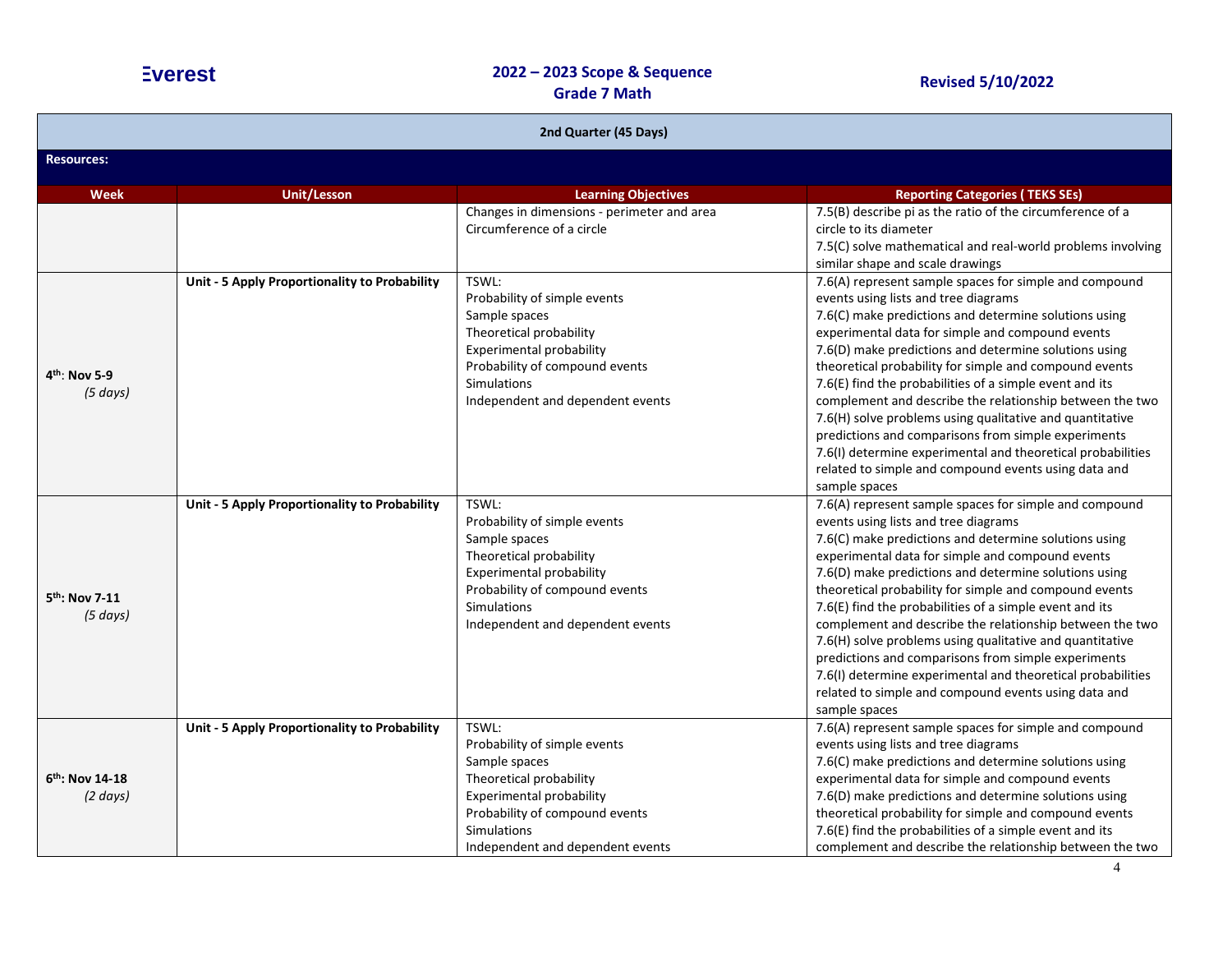| 2nd Quarter (45 Days) | | | |
|---|---|---|---|
| **Resources:** | | | |
| **Week** | **Unit/Lesson** | **Learning Objectives** | **Reporting Categories ( TEKS SEs)** |
| | | Changes in dimensions - perimeter and area<br>Circumference of a circle | 7.5(B) describe pi as the ratio of the circumference of a circle to its diameter<br>7.5(C) solve mathematical and real-world problems involving similar shape and scale drawings |
| **4th: Nov 5-9**<br>*(5 days)* | **Unit - 5 Apply Proportionality to Probability** | TSWL:<br>Probability of simple events<br>Sample spaces<br>Theoretical probability<br>Experimental probability<br>Probability of compound events<br>Simulations<br>Independent and dependent events | 7.6(A) represent sample spaces for simple and compound events using lists and tree diagrams<br>7.6(C) make predictions and determine solutions using experimental data for simple and compound events<br>7.6(D) make predictions and determine solutions using theoretical probability for simple and compound events<br>7.6(E) find the probabilities of a simple event and its complement and describe the relationship between the two<br>7.6(H) solve problems using qualitative and quantitative predictions and comparisons from simple experiments<br>7.6(I) determine experimental and theoretical probabilities related to simple and compound events using data and sample spaces |
| **5th: Nov 7-11**<br>*(5 days)* | **Unit - 5 Apply Proportionality to Probability** | TSWL:<br>Probability of simple events<br>Sample spaces<br>Theoretical probability<br>Experimental probability<br>Probability of compound events<br>Simulations<br>Independent and dependent events | 7.6(A) represent sample spaces for simple and compound events using lists and tree diagrams<br>7.6(C) make predictions and determine solutions using experimental data for simple and compound events<br>7.6(D) make predictions and determine solutions using theoretical probability for simple and compound events<br>7.6(E) find the probabilities of a simple event and its complement and describe the relationship between the two<br>7.6(H) solve problems using qualitative and quantitative predictions and comparisons from simple experiments<br>7.6(I) determine experimental and theoretical probabilities related to simple and compound events using data and sample spaces |
| **6th: Nov 14-18**<br>*(2 days)* | **Unit - 5 Apply Proportionality to Probability** | TSWL:<br>Probability of simple events<br>Sample spaces<br>Theoretical probability<br>Experimental probability<br>Probability of compound events<br>Simulations<br>Independent and dependent events | 7.6(A) represent sample spaces for simple and compound events using lists and tree diagrams<br>7.6(C) make predictions and determine solutions using experimental data for simple and compound events<br>7.6(D) make predictions and determine solutions using theoretical probability for simple and compound events<br>7.6(E) find the probabilities of a simple event and its complement and describe the relationship between the two |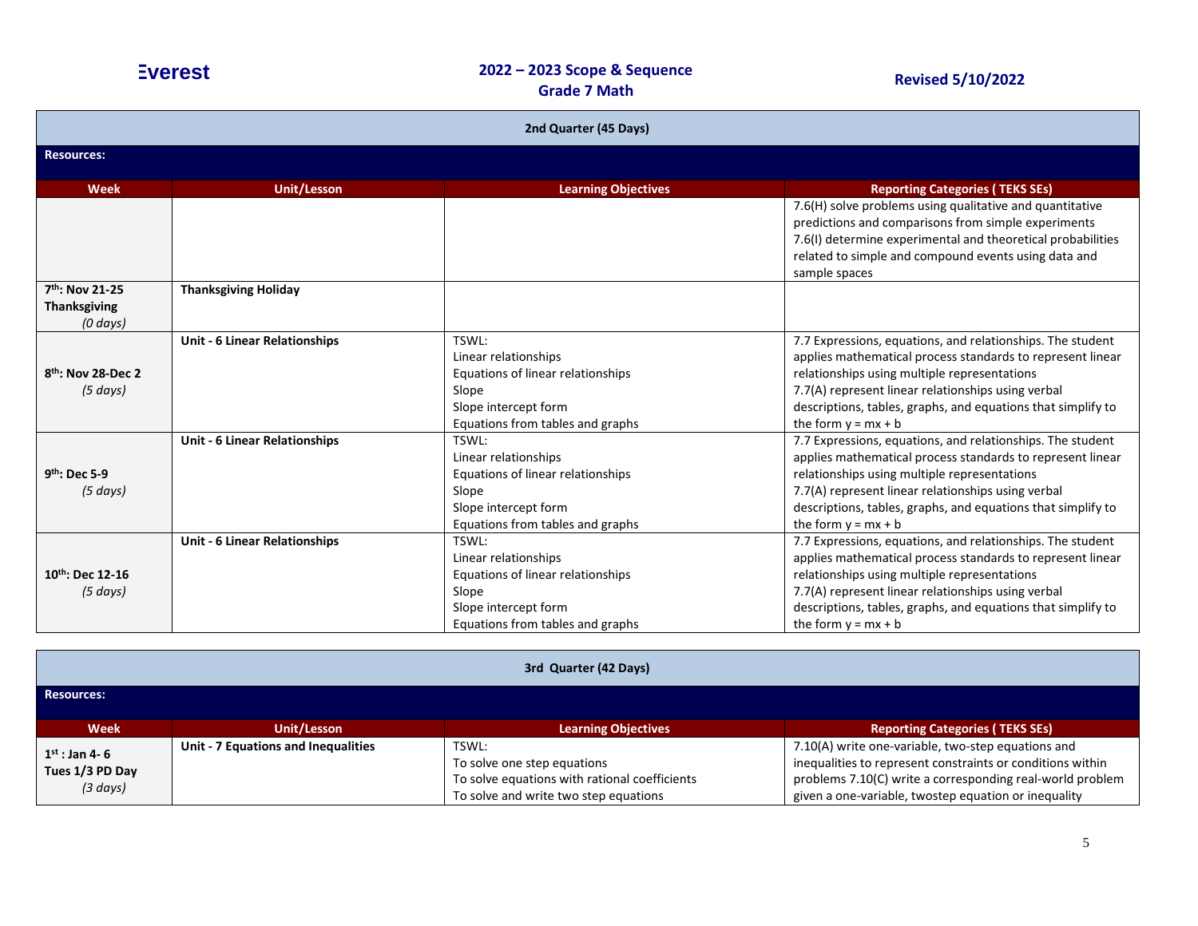| 2nd Quarter (45 Days) | | | |
|---|---|---|---|
| **Resources:** | | | |
| **Week** | **Unit/Lesson** | **Learning Objectives** | **Reporting Categories ( TEKS SEs)** |
| | | | 7.6(H) solve problems using qualitative and quantitative predictions and comparisons from simple experiments<br>7.6(I) determine experimental and theoretical probabilities related to simple and compound events using data and sample spaces |
| **7th: Nov 21-25 Thanksgiving** *(0 days)* | **Thanksgiving Holiday** | | |
| **8th: Nov 28-Dec 2** *(5 days)* | **Unit - 6 Linear Relationships** | TSWL:<br>Linear relationships<br>Equations of linear relationships<br>Slope<br>Slope intercept form<br>Equations from tables and graphs | 7.7 Expressions, equations, and relationships. The student applies mathematical process standards to represent linear relationships using multiple representations<br>7.7(A) represent linear relationships using verbal descriptions, tables, graphs, and equations that simplify to the form $y = mx + b$ |
| **9th: Dec 5-9** *(5 days)* | **Unit - 6 Linear Relationships** | TSWL:<br>Linear relationships<br>Equations of linear relationships<br>Slope<br>Slope intercept form<br>Equations from tables and graphs | 7.7 Expressions, equations, and relationships. The student applies mathematical process standards to represent linear relationships using multiple representations<br>7.7(A) represent linear relationships using verbal descriptions, tables, graphs, and equations that simplify to the form $y = mx + b$ |
| **10th: Dec 12-16** *(5 days)* | **Unit - 6 Linear Relationships** | TSWL:<br>Linear relationships<br>Equations of linear relationships<br>Slope<br>Slope intercept form<br>Equations from tables and graphs | 7.7 Expressions, equations, and relationships. The student applies mathematical process standards to represent linear relationships using multiple representations<br>7.7(A) represent linear relationships using verbal descriptions, tables, graphs, and equations that simplify to the form $y = mx + b$ |

| 3rd Quarter (42 Days) | | | |
|---|---|---|---|
| **Resources:** | | | |
| **Week** | **Unit/Lesson** | **Learning Objectives** | **Reporting Categories ( TEKS SEs)** |
| **1st : Jan 4- 6 Tues 1/3 PD Day** *(3 days)* | **Unit - 7 Equations and Inequalities** | TSWL:<br>To solve one step equations<br>To solve equations with rational coefficients<br>To solve and write two step equations | 7.10(A) write one-variable, two-step equations and inequalities to represent constraints or conditions within problems 7.10(C) write a corresponding real-world problem given a one-variable, twostep equation or inequality |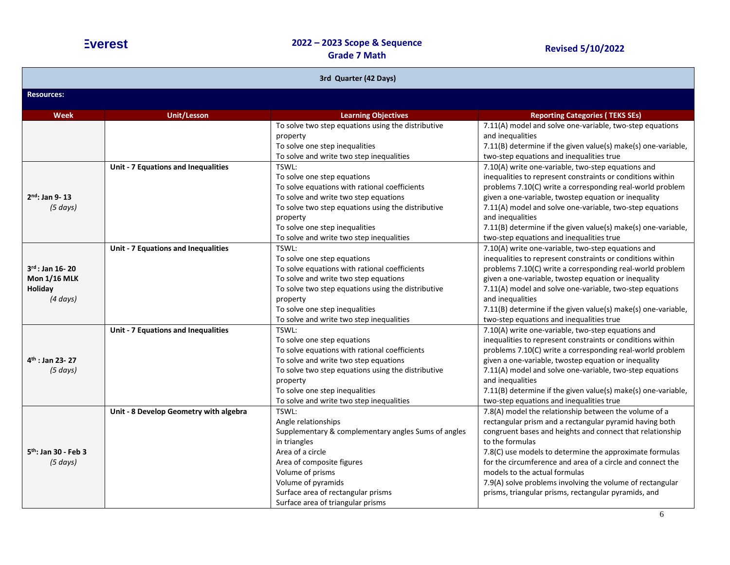Everest

**2022 – 2023 Scope & Sequence**
**Grade 7 Math**

**Revised 5/10/2022**

| **3rd Quarter (42 Days)** | | | |
|---|---|---|---|
| **Resources:** | | | |
| **Week** | **Unit/Lesson** | **Learning Objectives** | **Reporting Categories ( TEKS SEs)** |
| | | To solve two step equations using the distributive property<br>To solve one step inequalities<br>To solve and write two step inequalities | 7.11(A) model and solve one-variable, two-step equations and inequalities<br>7.11(B) determine if the given value(s) make(s) one-variable, two-step equations and inequalities true |
| **2nd: Jan 9- 13**<br>*(5 days)* | **Unit - 7 Equations and Inequalities** | TSWL:<br>To solve one step equations<br>To solve equations with rational coefficients<br>To solve and write two step equations<br>To solve two step equations using the distributive property<br>To solve one step inequalities<br>To solve and write two step inequalities | 7.10(A) write one-variable, two-step equations and inequalities to represent constraints or conditions within problems 7.10(C) write a corresponding real-world problem given a one-variable, twostep equation or inequality<br>7.11(A) model and solve one-variable, two-step equations and inequalities<br>7.11(B) determine if the given value(s) make(s) one-variable, two-step equations and inequalities true |
| **3rd : Jan 16- 20**<br>**Mon 1/16 MLK Holiday**<br>*(4 days)* | **Unit - 7 Equations and Inequalities** | TSWL:<br>To solve one step equations<br>To solve equations with rational coefficients<br>To solve and write two step equations<br>To solve two step equations using the distributive property<br>To solve one step inequalities<br>To solve and write two step inequalities | 7.10(A) write one-variable, two-step equations and inequalities to represent constraints or conditions within problems 7.10(C) write a corresponding real-world problem given a one-variable, twostep equation or inequality<br>7.11(A) model and solve one-variable, two-step equations and inequalities<br>7.11(B) determine if the given value(s) make(s) one-variable, two-step equations and inequalities true |
| **4th : Jan 23- 27**<br>*(5 days)* | **Unit - 7 Equations and Inequalities** | TSWL:<br>To solve one step equations<br>To solve equations with rational coefficients<br>To solve and write two step equations<br>To solve two step equations using the distributive property<br>To solve one step inequalities<br>To solve and write two step inequalities | 7.10(A) write one-variable, two-step equations and inequalities to represent constraints or conditions within problems 7.10(C) write a corresponding real-world problem given a one-variable, twostep equation or inequality<br>7.11(A) model and solve one-variable, two-step equations and inequalities<br>7.11(B) determine if the given value(s) make(s) one-variable, two-step equations and inequalities true |
| **5th: Jan 30 - Feb 3**<br>*(5 days)* | **Unit - 8 Develop Geometry with algebra** | TSWL:<br>Angle relationships<br>Supplementary & complementary angles Sums of angles in triangles<br>Area of a circle<br>Area of composite figures<br>Volume of prisms<br>Volume of pyramids<br>Surface area of rectangular prisms<br>Surface area of triangular prisms | 7.8(A) model the relationship between the volume of a rectangular prism and a rectangular pyramid having both congruent bases and heights and connect that relationship to the formulas<br>7.8(C) use models to determine the approximate formulas for the circumference and area of a circle and connect the models to the actual formulas<br>7.9(A) solve problems involving the volume of rectangular prisms, triangular prisms, rectangular pyramids, and |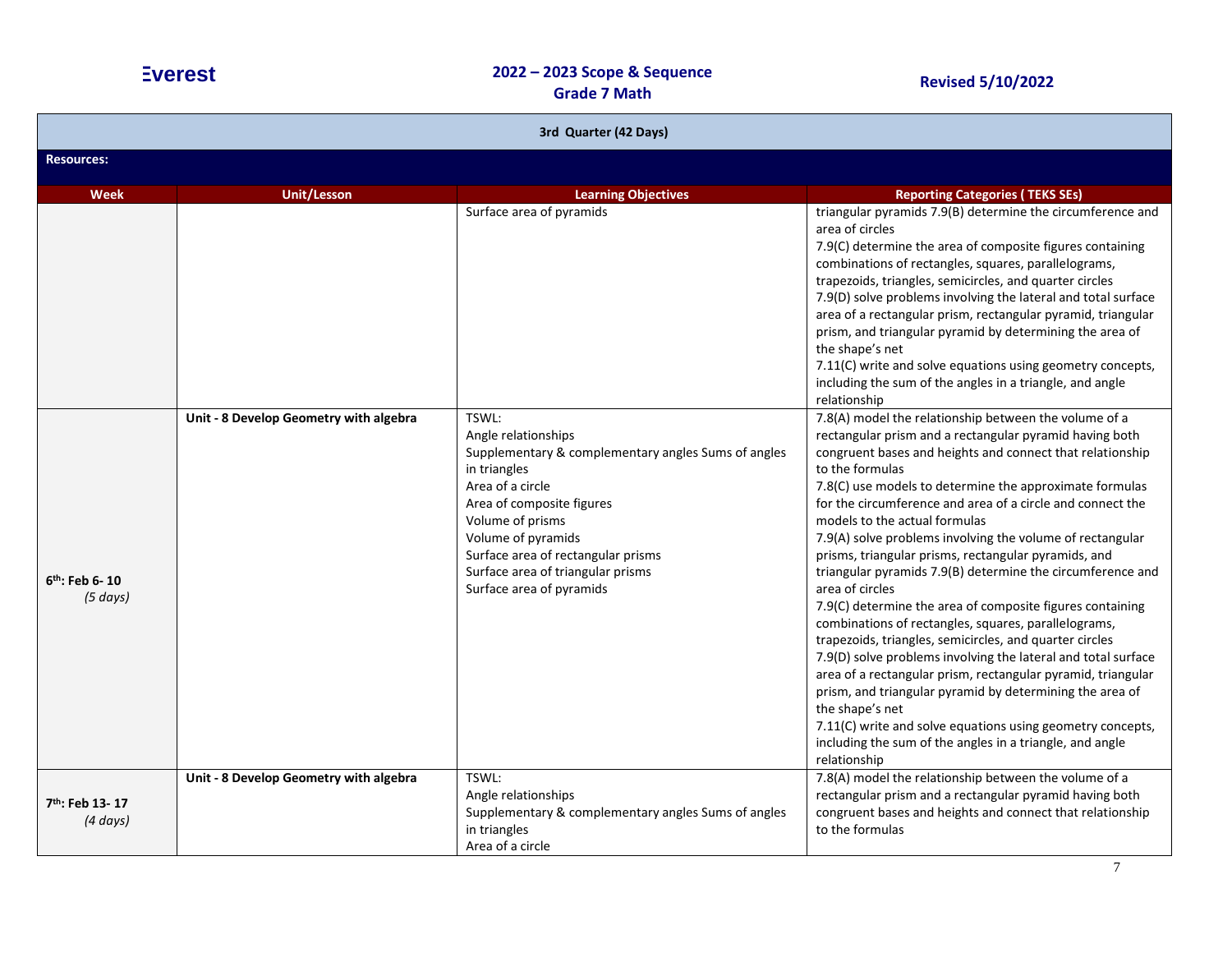Everest

**2022 – 2023 Scope & Sequence**
**Grade 7 Math**

**Revised 5/10/2022**

| 3rd Quarter (42 Days) | | | |
|---|---|---|---|
| **Resources:** | | | |
| **Week** | **Unit/Lesson** | **Learning Objectives** | **Reporting Categories ( TEKS SEs)** |
| | | Surface area of pyramids | triangular pyramids 7.9(B) determine the circumference and area of circles<br>7.9(C) determine the area of composite figures containing combinations of rectangles, squares, parallelograms, trapezoids, triangles, semicircles, and quarter circles<br>7.9(D) solve problems involving the lateral and total surface area of a rectangular prism, rectangular pyramid, triangular prism, and triangular pyramid by determining the area of the shape's net<br>7.11(C) write and solve equations using geometry concepts, including the sum of the angles in a triangle, and angle relationship |
| 6th: Feb 6- 10<br>*(5 days)* | **Unit - 8 Develop Geometry with algebra** | TSWL:<br>Angle relationships<br>Supplementary & complementary angles Sums of angles in triangles<br>Area of a circle<br>Area of composite figures<br>Volume of prisms<br>Volume of pyramids<br>Surface area of rectangular prisms<br>Surface area of triangular prisms<br>Surface area of pyramids | 7.8(A) model the relationship between the volume of a rectangular prism and a rectangular pyramid having both congruent bases and heights and connect that relationship to the formulas<br>7.8(C) use models to determine the approximate formulas for the circumference and area of a circle and connect the models to the actual formulas<br>7.9(A) solve problems involving the volume of rectangular prisms, triangular prisms, rectangular pyramids, and triangular pyramids 7.9(B) determine the circumference and area of circles<br>7.9(C) determine the area of composite figures containing combinations of rectangles, squares, parallelograms, trapezoids, triangles, semicircles, and quarter circles<br>7.9(D) solve problems involving the lateral and total surface area of a rectangular prism, rectangular pyramid, triangular prism, and triangular pyramid by determining the area of the shape's net<br>7.11(C) write and solve equations using geometry concepts, including the sum of the angles in a triangle, and angle relationship |
| 7th: Feb 13- 17<br>*(4 days)* | **Unit - 8 Develop Geometry with algebra** | TSWL:<br>Angle relationships<br>Supplementary & complementary angles Sums of angles in triangles<br>Area of a circle | 7.8(A) model the relationship between the volume of a rectangular prism and a rectangular pyramid having both congruent bases and heights and connect that relationship to the formulas |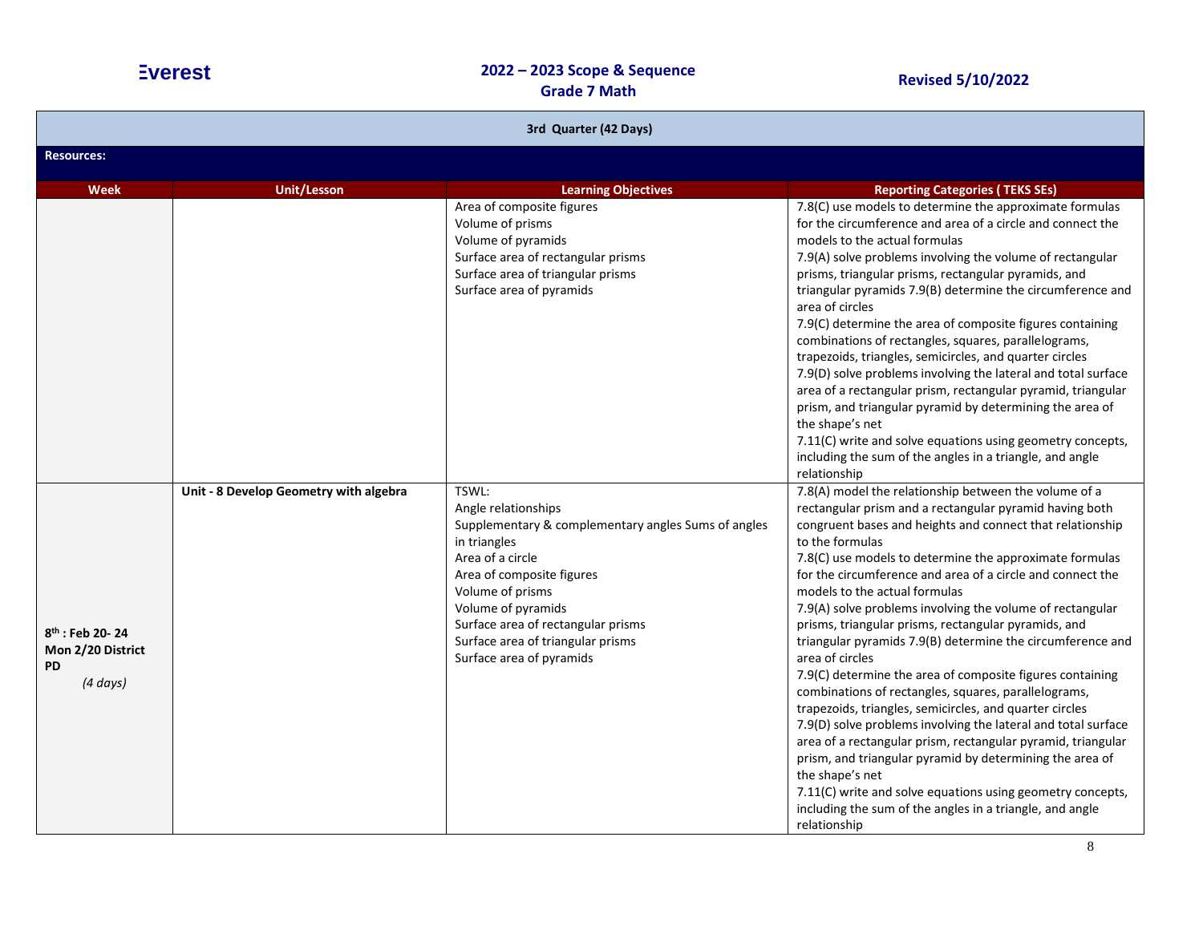| 3rd Quarter (42 Days) | | | |
|---|---|---|---|
| **Resources:** | | | |
| **Week** | **Unit/Lesson** | **Learning Objectives** | **Reporting Categories ( TEKS SEs)** |
| | | Area of composite figures<br>Volume of prisms<br>Volume of pyramids<br>Surface area of rectangular prisms<br>Surface area of triangular prisms<br>Surface area of pyramids | 7.8(C) use models to determine the approximate formulas for the circumference and area of a circle and connect the models to the actual formulas<br>7.9(A) solve problems involving the volume of rectangular prisms, triangular prisms, rectangular pyramids, and triangular pyramids 7.9(B) determine the circumference and area of circles<br>7.9(C) determine the area of composite figures containing combinations of rectangles, squares, parallelograms, trapezoids, triangles, semicircles, and quarter circles<br>7.9(D) solve problems involving the lateral and total surface area of a rectangular prism, rectangular pyramid, triangular prism, and triangular pyramid by determining the area of the shape's net<br>7.11(C) write and solve equations using geometry concepts, including the sum of the angles in a triangle, and angle relationship |
| **8th : Feb 20- 24**<br>**Mon 2/20 District PD**<br>*(4 days)* | **Unit - 8 Develop Geometry with algebra** | TSWL:<br>Angle relationships<br>Supplementary & complementary angles Sums of angles in triangles<br>Area of a circle<br>Area of composite figures<br>Volume of prisms<br>Volume of pyramids<br>Surface area of rectangular prisms<br>Surface area of triangular prisms<br>Surface area of pyramids | 7.8(A) model the relationship between the volume of a rectangular prism and a rectangular pyramid having both congruent bases and heights and connect that relationship to the formulas<br>7.8(C) use models to determine the approximate formulas for the circumference and area of a circle and connect the models to the actual formulas<br>7.9(A) solve problems involving the volume of rectangular prisms, triangular prisms, rectangular pyramids, and triangular pyramids 7.9(B) determine the circumference and area of circles<br>7.9(C) determine the area of composite figures containing combinations of rectangles, squares, parallelograms, trapezoids, triangles, semicircles, and quarter circles<br>7.9(D) solve problems involving the lateral and total surface area of a rectangular prism, rectangular pyramid, triangular prism, and triangular pyramid by determining the area of the shape's net<br>7.11(C) write and solve equations using geometry concepts, including the sum of the angles in a triangle, and angle relationship |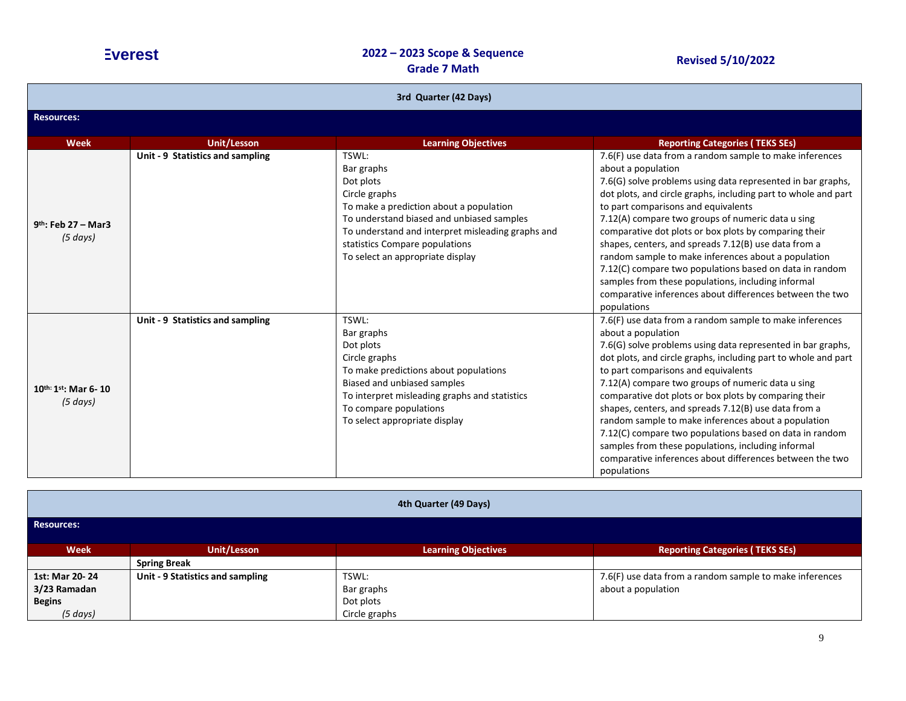Everest

**2022 – 2023 Scope & Sequence**
**Grade 7 Math**

**Revised 5/10/2022**

| **3rd Quarter (42 Days)** | | | |
|---|---|---|---|
| **Resources:** | | | |
| **Week** | **Unit/Lesson** | **Learning Objectives** | **Reporting Categories ( TEKS SEs)** |
| **9th: Feb 27 – Mar3** *(5 days)* | **Unit - 9 Statistics and sampling** | TSWL:<br>Bar graphs<br>Dot plots<br>Circle graphs<br>To make a prediction about a population<br>To understand biased and unbiased samples<br>To understand and interpret misleading graphs and statistics Compare populations<br>To select an appropriate display | 7.6(F) use data from a random sample to make inferences about a population<br>7.6(G) solve problems using data represented in bar graphs, dot plots, and circle graphs, including part to whole and part to part comparisons and equivalents<br>7.12(A) compare two groups of numeric data u sing comparative dot plots or box plots by comparing their shapes, centers, and spreads 7.12(B) use data from a random sample to make inferences about a population<br>7.12(C) compare two populations based on data in random samples from these populations, including informal comparative inferences about differences between the two populations |
| **10th: 1st: Mar 6- 10** *(5 days)* | **Unit - 9 Statistics and sampling** | TSWL:<br>Bar graphs<br>Dot plots<br>Circle graphs<br>To make predictions about populations<br>Biased and unbiased samples<br>To interpret misleading graphs and statistics<br>To compare populations<br>To select appropriate display | 7.6(F) use data from a random sample to make inferences about a population<br>7.6(G) solve problems using data represented in bar graphs, dot plots, and circle graphs, including part to whole and part to part comparisons and equivalents<br>7.12(A) compare two groups of numeric data u sing comparative dot plots or box plots by comparing their shapes, centers, and spreads 7.12(B) use data from a random sample to make inferences about a population<br>7.12(C) compare two populations based on data in random samples from these populations, including informal comparative inferences about differences between the two populations |

| **4th Quarter (49 Days)** | | | |
|---|---|---|---|
| **Resources:** | | | |
| **Week** | **Unit/Lesson** | **Learning Objectives** | **Reporting Categories ( TEKS SEs)** |
| | **Spring Break** | | |
| **1st: Mar 20- 24 3/23 Ramadan Begins** *(5 days)* | **Unit - 9 Statistics and sampling** | TSWL:<br>Bar graphs<br>Dot plots<br>Circle graphs | 7.6(F) use data from a random sample to make inferences about a population |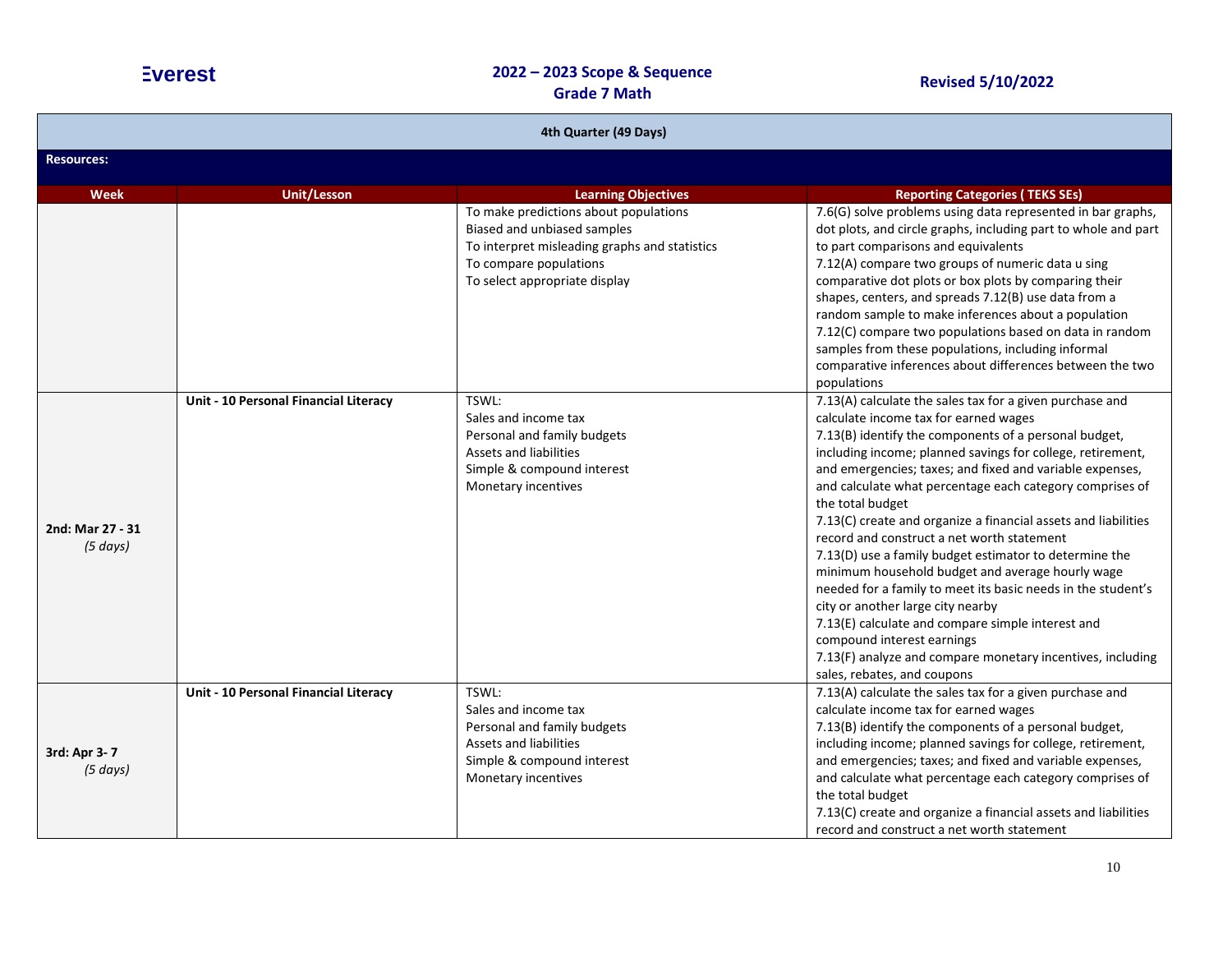| 4th Quarter (49 Days) | | | |
|---|---|---|---|
| **Resources:** | | | |
| **Week** | **Unit/Lesson** | **Learning Objectives** | **Reporting Categories ( TEKS SEs)** |
| | | To make predictions about populations<br>Biased and unbiased samples<br>To interpret misleading graphs and statistics<br>To compare populations<br>To select appropriate display | 7.6(G) solve problems using data represented in bar graphs, dot plots, and circle graphs, including part to whole and part to part comparisons and equivalents<br>7.12(A) compare two groups of numeric data u sing comparative dot plots or box plots by comparing their shapes, centers, and spreads 7.12(B) use data from a random sample to make inferences about a population<br>7.12(C) compare two populations based on data in random samples from these populations, including informal comparative inferences about differences between the two populations |
| **2nd: Mar 27 - 31**<br>*(5 days)* | **Unit - 10 Personal Financial Literacy** | TSWL:<br>Sales and income tax<br>Personal and family budgets<br>Assets and liabilities<br>Simple & compound interest<br>Monetary incentives | 7.13(A) calculate the sales tax for a given purchase and calculate income tax for earned wages<br>7.13(B) identify the components of a personal budget, including income; planned savings for college, retirement, and emergencies; taxes; and fixed and variable expenses, and calculate what percentage each category comprises of the total budget<br>7.13(C) create and organize a financial assets and liabilities record and construct a net worth statement<br>7.13(D) use a family budget estimator to determine the minimum household budget and average hourly wage needed for a family to meet its basic needs in the student's city or another large city nearby<br>7.13(E) calculate and compare simple interest and compound interest earnings<br>7.13(F) analyze and compare monetary incentives, including sales, rebates, and coupons |
| **3rd: Apr 3- 7**<br>*(5 days)* | **Unit - 10 Personal Financial Literacy** | TSWL:<br>Sales and income tax<br>Personal and family budgets<br>Assets and liabilities<br>Simple & compound interest<br>Monetary incentives | 7.13(A) calculate the sales tax for a given purchase and calculate income tax for earned wages<br>7.13(B) identify the components of a personal budget, including income; planned savings for college, retirement, and emergencies; taxes; and fixed and variable expenses, and calculate what percentage each category comprises of the total budget<br>7.13(C) create and organize a financial assets and liabilities record and construct a net worth statement |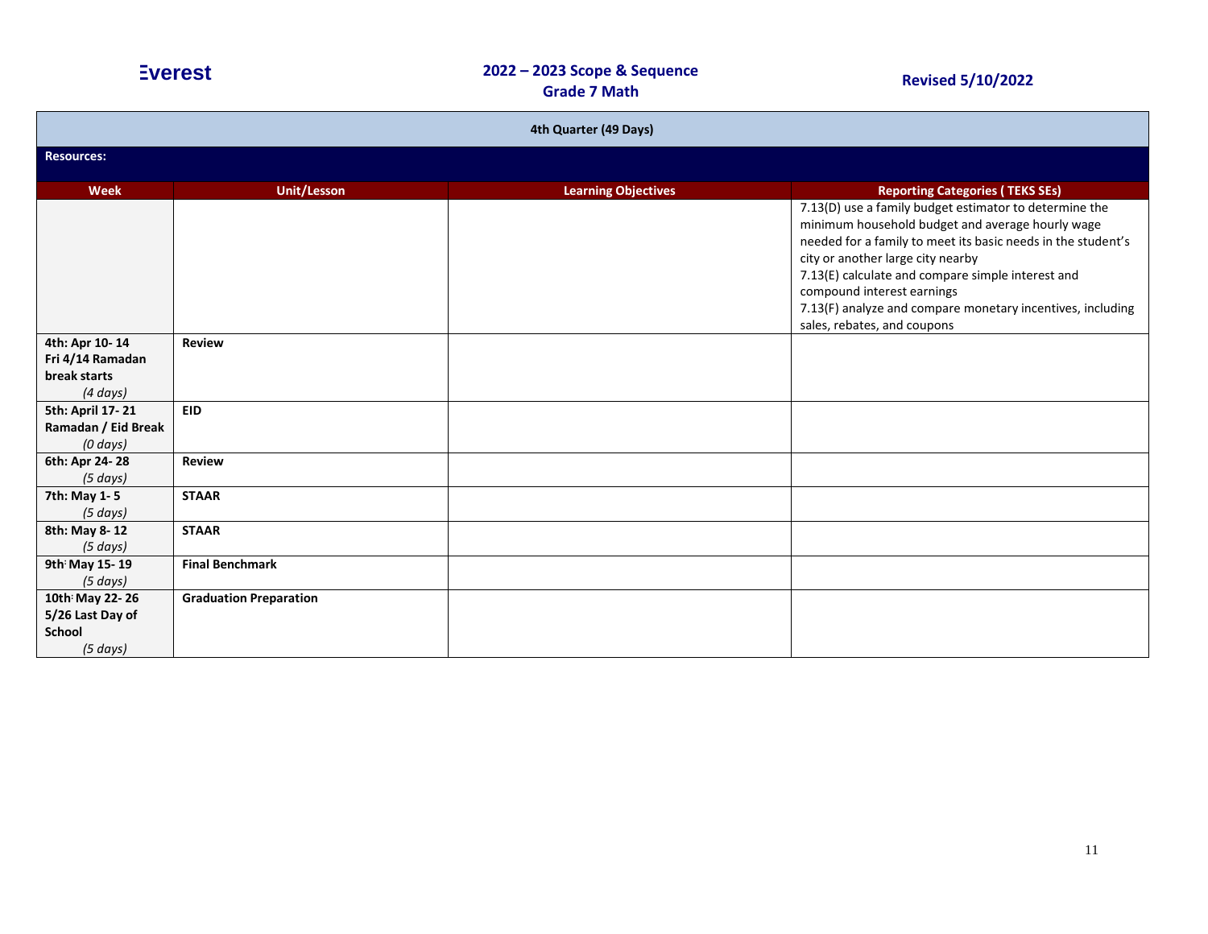Everest

**2022 – 2023 Scope & Sequence**
**Grade 7 Math**

**Revised 5/10/2022**

| 4th Quarter (49 Days) | | | |
|---|---|---|---|
| **Resources:** | | | |
| **Week** | **Unit/Lesson** | **Learning Objectives** | **Reporting Categories ( TEKS SEs)** |
| | | | 7.13(D) use a family budget estimator to determine the minimum household budget and average hourly wage needed for a family to meet its basic needs in the student's city or another large city nearby<br>7.13(E) calculate and compare simple interest and compound interest earnings<br>7.13(F) analyze and compare monetary incentives, including sales, rebates, and coupons |
| **4th: Apr 10- 14 Fri 4/14 Ramadan break starts** *(4 days)* | **Review** | | |
| **5th: April 17- 21 Ramadan / Eid Break** *(0 days)* | **EID** | | |
| **6th: Apr 24- 28** *(5 days)* | **Review** | | |
| **7th: May 1- 5** *(5 days)* | **STAAR** | | |
| **8th: May 8- 12** *(5 days)* | **STAAR** | | |
| **9th: May 15- 19** *(5 days)* | **Final Benchmark** | | |
| **10th: May 22- 26 5/26 Last Day of School** *(5 days)* | **Graduation Preparation** | | |